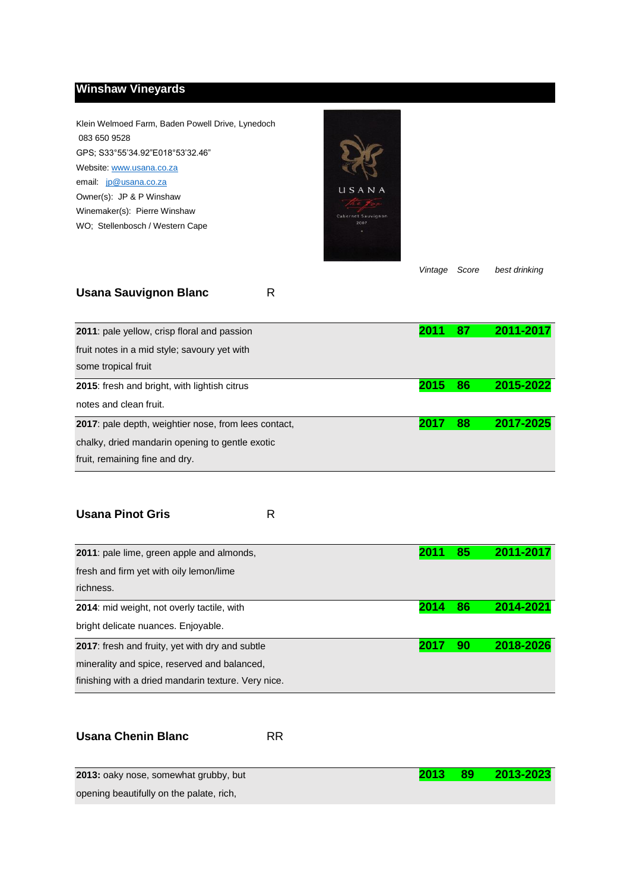## Winshaw Vineyards

Klein Welmoed Farm, Baden Powell Drive, Lynedoch
083 650 9528
GPS; S33°55'34.92"E018°53'32.46"
Website: www.usana.co.za
email: jp@usana.co.za
Owner(s): JP & P Winshaw
Winemaker(s): Pierre Winshaw
WO; Stellenbosch / Western Cape

### Usana Sauvignon Blanc R

| Tasting note | *Vintage* | *Score* | *best drinking* |
|---|---|---|---|
| **2011**: pale yellow, crisp floral and passion fruit notes in a mid style; savoury yet with some tropical fruit | **2011** | **87** | **2011-2017** |
| **2015**: fresh and bright, with lightish citrus notes and clean fruit. | **2015** | **86** | **2015-2022** |
| **2017**: pale depth, weightier nose, from lees contact, chalky, dried mandarin opening to gentle exotic fruit, remaining fine and dry. | **2017** | **88** | **2017-2025** |

### Usana Pinot Gris R

| Tasting note | *Vintage* | *Score* | *best drinking* |
|---|---|---|---|
| **2011**: pale lime, green apple and almonds, fresh and firm yet with oily lemon/lime richness. | **2011** | **85** | **2011-2017** |
| **2014**: mid weight, not overly tactile, with bright delicate nuances. Enjoyable. | **2014** | **86** | **2014-2021** |
| **2017**: fresh and fruity, yet with dry and subtle minerality and spice, reserved and balanced, finishing with a dried mandarin texture. Very nice. | **2017** | **90** | **2018-2026** |

### Usana Chenin Blanc RR

| Tasting note | *Vintage* | *Score* | *best drinking* |
|---|---|---|---|
| **2013:** oaky nose, somewhat grubby, but opening beautifully on the palate, rich, | **2013** | **89** | **2013-2023** |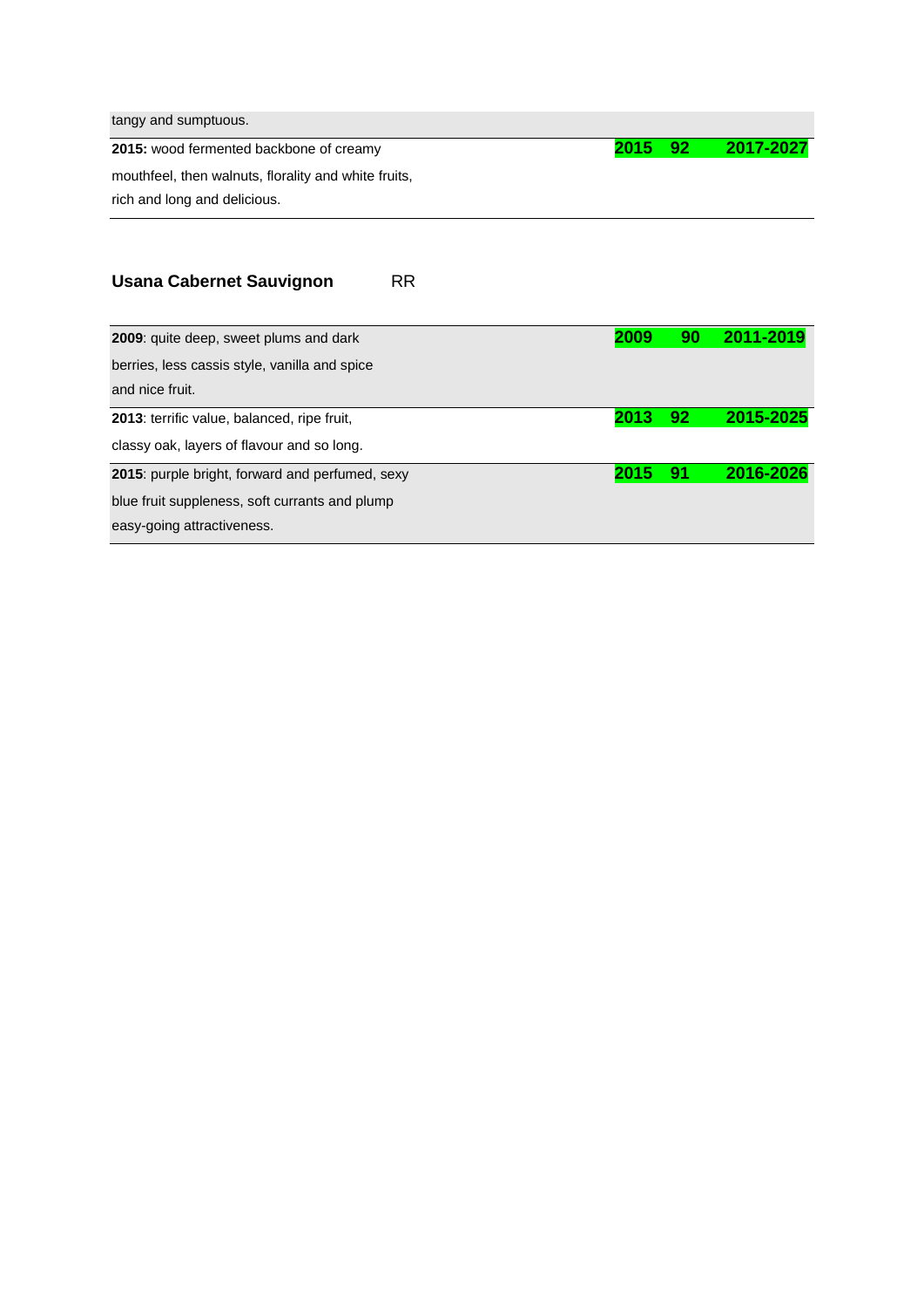| | | | |
|---|---|---|---|
| tangy and sumptuous. | | | |
| **2015:** wood fermented backbone of creamy mouthfeel, then walnuts, florality and white fruits, rich and long and delicious. | **2015** | **92** | **2017-2027** |

## Usana Cabernet Sauvignon RR

| | | | |
|---|---|---|---|
| **2009**: quite deep, sweet plums and dark berries, less cassis style, vanilla and spice and nice fruit. | **2009** | **90** | **2011-2019** |
| **2013**: terrific value, balanced, ripe fruit, classy oak, layers of flavour and so long. | **2013** | **92** | **2015-2025** |
| **2015**: purple bright, forward and perfumed, sexy blue fruit suppleness, soft currants and plump easy-going attractiveness. | **2015** | **91** | **2016-2026** |